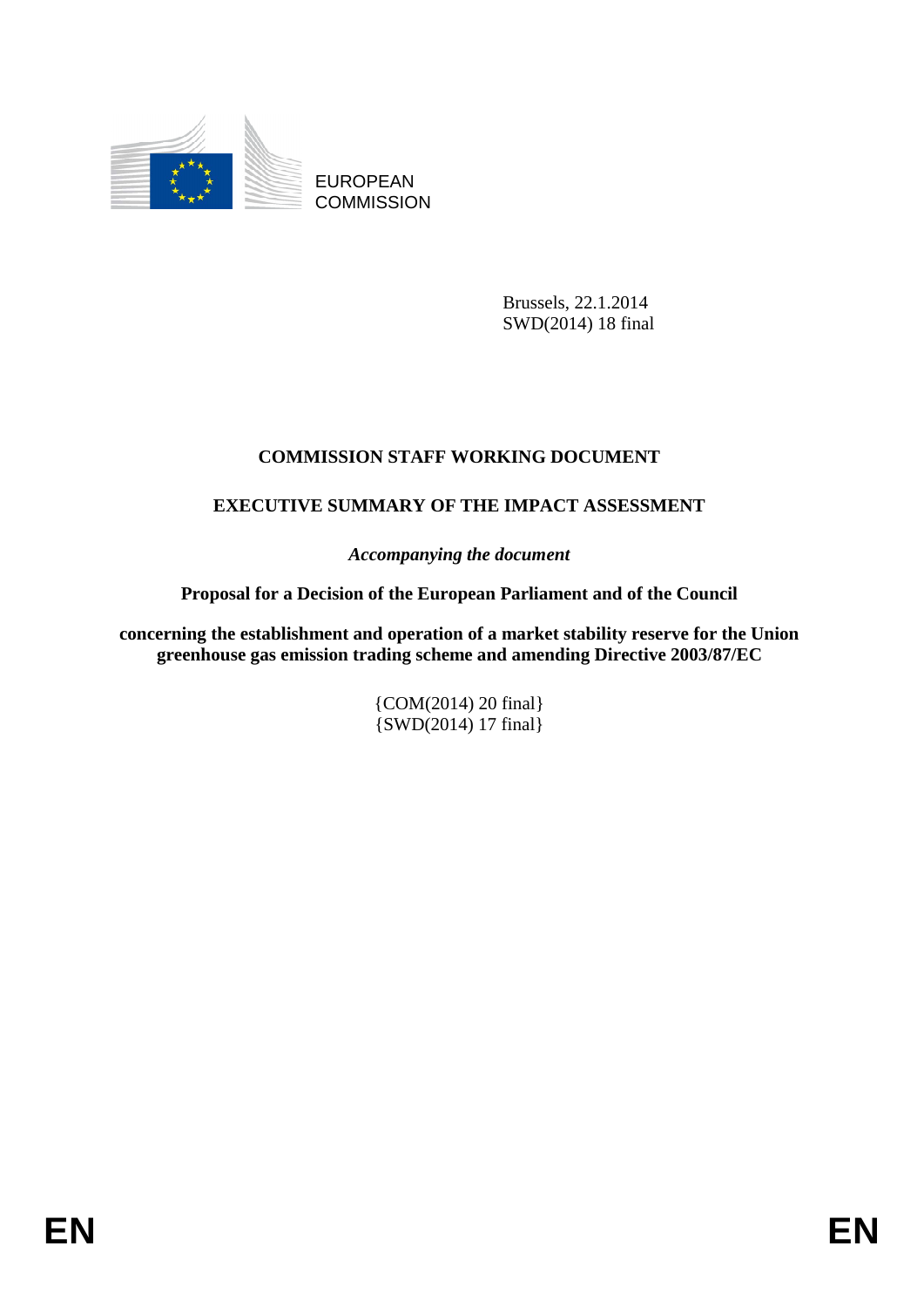EUROPEAN COMMISSION

Brussels, 22.1.2014
SWD(2014) 18 final

**COMMISSION STAFF WORKING DOCUMENT**

**EXECUTIVE SUMMARY OF THE IMPACT ASSESSMENT**

*Accompanying the document*

**Proposal for a Decision of the European Parliament and of the Council**

**concerning the establishment and operation of a market stability reserve for the Union greenhouse gas emission trading scheme and amending Directive 2003/87/EC**

{COM(2014) 20 final}
{SWD(2014) 17 final}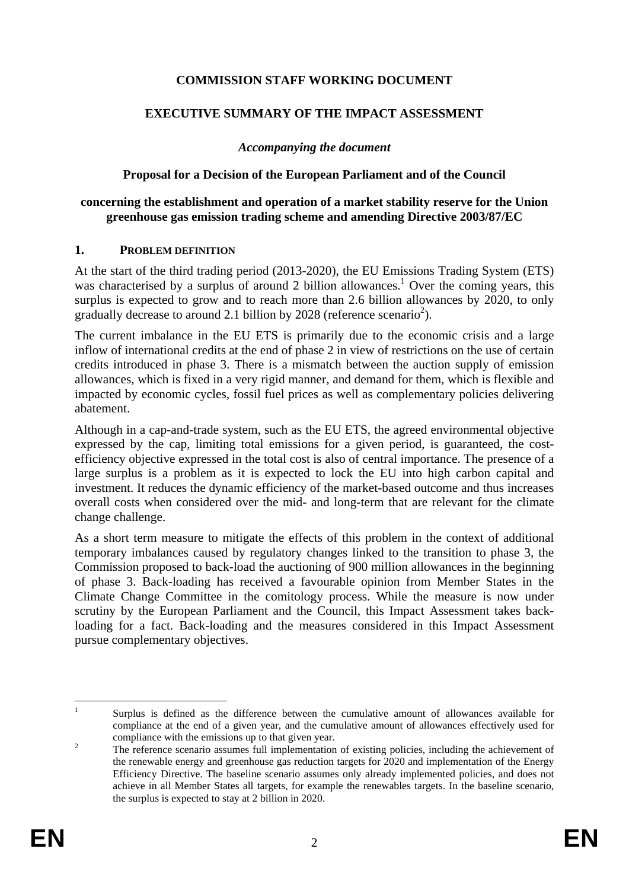**COMMISSION STAFF WORKING DOCUMENT**

**EXECUTIVE SUMMARY OF THE IMPACT ASSESSMENT**

*Accompanying the document*

**Proposal for a Decision of the European Parliament and of the Council**

**concerning the establishment and operation of a market stability reserve for the Union greenhouse gas emission trading scheme and amending Directive 2003/87/EC**

## 1. PROBLEM DEFINITION

At the start of the third trading period (2013-2020), the EU Emissions Trading System (ETS) was characterised by a surplus of around 2 billion allowances.[1] Over the coming years, this surplus is expected to grow and to reach more than 2.6 billion allowances by 2020, to only gradually decrease to around 2.1 billion by 2028 (reference scenario[2]).

The current imbalance in the EU ETS is primarily due to the economic crisis and a large inflow of international credits at the end of phase 2 in view of restrictions on the use of certain credits introduced in phase 3. There is a mismatch between the auction supply of emission allowances, which is fixed in a very rigid manner, and demand for them, which is flexible and impacted by economic cycles, fossil fuel prices as well as complementary policies delivering abatement.

Although in a cap-and-trade system, such as the EU ETS, the agreed environmental objective expressed by the cap, limiting total emissions for a given period, is guaranteed, the cost-efficiency objective expressed in the total cost is also of central importance. The presence of a large surplus is a problem as it is expected to lock the EU into high carbon capital and investment. It reduces the dynamic efficiency of the market-based outcome and thus increases overall costs when considered over the mid- and long-term that are relevant for the climate change challenge.

As a short term measure to mitigate the effects of this problem in the context of additional temporary imbalances caused by regulatory changes linked to the transition to phase 3, the Commission proposed to back-load the auctioning of 900 million allowances in the beginning of phase 3. Back-loading has received a favourable opinion from Member States in the Climate Change Committee in the comitology process. While the measure is now under scrutiny by the European Parliament and the Council, this Impact Assessment takes back-loading for a fact. Back-loading and the measures considered in this Impact Assessment pursue complementary objectives.

---

[1] Surplus is defined as the difference between the cumulative amount of allowances available for compliance at the end of a given year, and the cumulative amount of allowances effectively used for compliance with the emissions up to that given year.

[2] The reference scenario assumes full implementation of existing policies, including the achievement of the renewable energy and greenhouse gas reduction targets for 2020 and implementation of the Energy Efficiency Directive. The baseline scenario assumes only already implemented policies, and does not achieve in all Member States all targets, for example the renewables targets. In the baseline scenario, the surplus is expected to stay at 2 billion in 2020.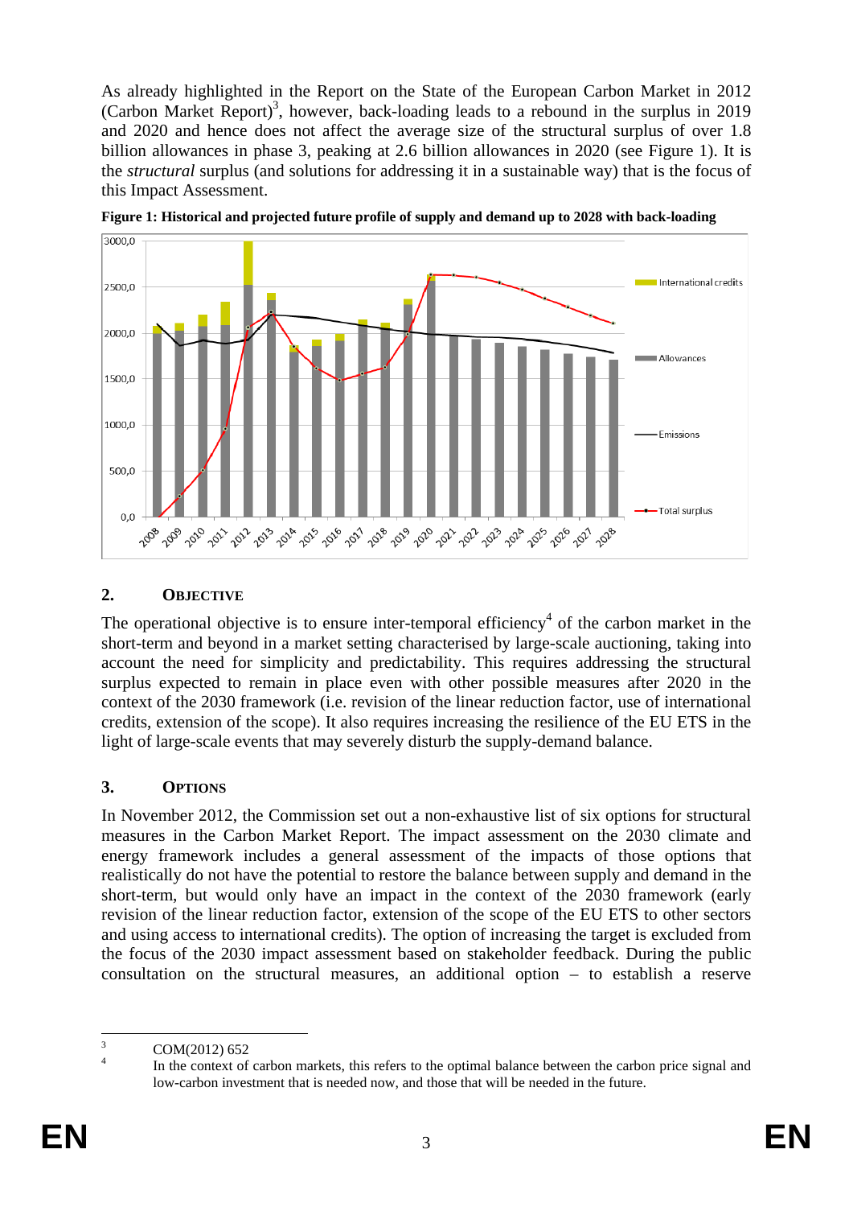As already highlighted in the Report on the State of the European Carbon Market in 2012 (Carbon Market Report)[3], however, back-loading leads to a rebound in the surplus in 2019 and 2020 and hence does not affect the average size of the structural surplus of over 1.8 billion allowances in phase 3, peaking at 2.6 billion allowances in 2020 (see Figure 1). It is the *structural* surplus (and solutions for addressing it in a sustainable way) that is the focus of this Impact Assessment.

**Figure 1: Historical and projected future profile of supply and demand up to 2028 with back-loading**

## 2. OBJECTIVE

The operational objective is to ensure inter-temporal efficiency[4] of the carbon market in the short-term and beyond in a market setting characterised by large-scale auctioning, taking into account the need for simplicity and predictability. This requires addressing the structural surplus expected to remain in place even with other possible measures after 2020 in the context of the 2030 framework (i.e. revision of the linear reduction factor, use of international credits, extension of the scope). It also requires increasing the resilience of the EU ETS in the light of large-scale events that may severely disturb the supply-demand balance.

## 3. OPTIONS

In November 2012, the Commission set out a non-exhaustive list of six options for structural measures in the Carbon Market Report. The impact assessment on the 2030 climate and energy framework includes a general assessment of the impacts of those options that realistically do not have the potential to restore the balance between supply and demand in the short-term, but would only have an impact in the context of the 2030 framework (early revision of the linear reduction factor, extension of the scope of the EU ETS to other sectors and using access to international credits). The option of increasing the target is excluded from the focus of the 2030 impact assessment based on stakeholder feedback. During the public consultation on the structural measures, an additional option – to establish a reserve

---

[3] COM(2012) 652

[4] In the context of carbon markets, this refers to the optimal balance between the carbon price signal and low-carbon investment that is needed now, and those that will be needed in the future.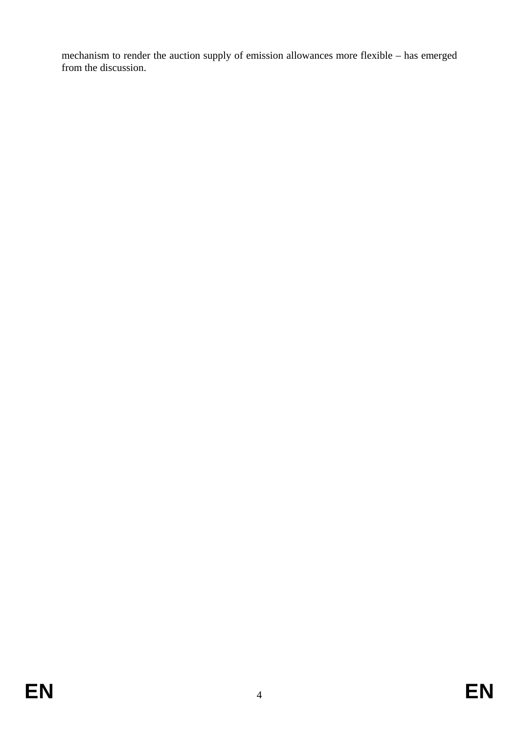mechanism to render the auction supply of emission allowances more flexible – has emerged from the discussion.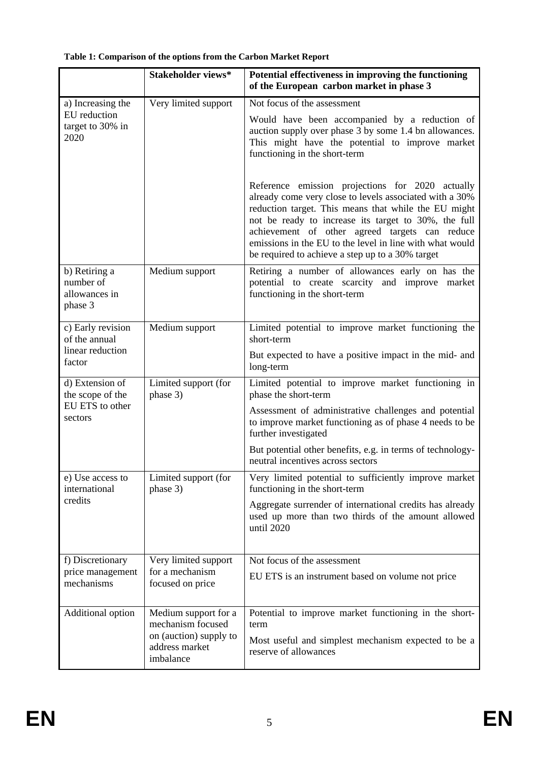**Table 1: Comparison of the options from the Carbon Market Report**

| | Stakeholder views* | Potential effectiveness in improving the functioning of the European carbon market in phase 3 |
|---|---|---|
| a) Increasing the EU reduction target to 30% in 2020 | Very limited support | Not focus of the assessment<br><br>Would have been accompanied by a reduction of auction supply over phase 3 by some 1.4 bn allowances. This might have the potential to improve market functioning in the short-term<br><br>Reference emission projections for 2020 actually already come very close to levels associated with a 30% reduction target. This means that while the EU might not be ready to increase its target to 30%, the full achievement of other agreed targets can reduce emissions in the EU to the level in line with what would be required to achieve a step up to a 30% target |
| b) Retiring a number of allowances in phase 3 | Medium support | Retiring a number of allowances early on has the potential to create scarcity and improve market functioning in the short-term |
| c) Early revision of the annual linear reduction factor | Medium support | Limited potential to improve market functioning the short-term<br><br>But expected to have a positive impact in the mid- and long-term |
| d) Extension of the scope of the EU ETS to other sectors | Limited support (for phase 3) | Limited potential to improve market functioning in phase the short-term<br><br>Assessment of administrative challenges and potential to improve market functioning as of phase 4 needs to be further investigated<br><br>But potential other benefits, e.g. in terms of technology-neutral incentives across sectors |
| e) Use access to international credits | Limited support (for phase 3) | Very limited potential to sufficiently improve market functioning in the short-term<br><br>Aggregate surrender of international credits has already used up more than two thirds of the amount allowed until 2020 |
| f) Discretionary price management mechanisms | Very limited support for a mechanism focused on price | Not focus of the assessment<br><br>EU ETS is an instrument based on volume not price |
| Additional option | Medium support for a mechanism focused on (auction) supply to address market imbalance | Potential to improve market functioning in the short-term<br><br>Most useful and simplest mechanism expected to be a reserve of allowances |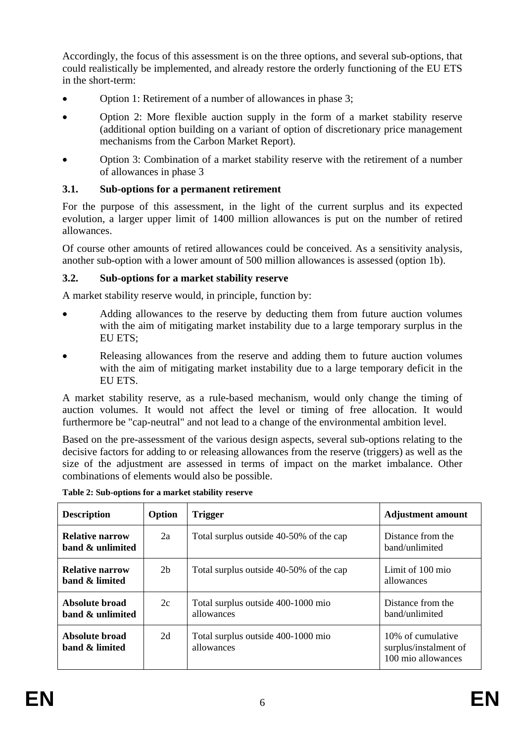Accordingly, the focus of this assessment is on the three options, and several sub-options, that could realistically be implemented, and already restore the orderly functioning of the EU ETS in the short-term:

- Option 1: Retirement of a number of allowances in phase 3;
- Option 2: More flexible auction supply in the form of a market stability reserve (additional option building on a variant of option of discretionary price management mechanisms from the Carbon Market Report).
- Option 3: Combination of a market stability reserve with the retirement of a number of allowances in phase 3

### 3.1. Sub-options for a permanent retirement

For the purpose of this assessment, in the light of the current surplus and its expected evolution, a larger upper limit of 1400 million allowances is put on the number of retired allowances.

Of course other amounts of retired allowances could be conceived. As a sensitivity analysis, another sub-option with a lower amount of 500 million allowances is assessed (option 1b).

### 3.2. Sub-options for a market stability reserve

A market stability reserve would, in principle, function by:

- Adding allowances to the reserve by deducting them from future auction volumes with the aim of mitigating market instability due to a large temporary surplus in the EU ETS;
- Releasing allowances from the reserve and adding them to future auction volumes with the aim of mitigating market instability due to a large temporary deficit in the EU ETS.

A market stability reserve, as a rule-based mechanism, would only change the timing of auction volumes. It would not affect the level or timing of free allocation. It would furthermore be "cap-neutral" and not lead to a change of the environmental ambition level.

Based on the pre-assessment of the various design aspects, several sub-options relating to the decisive factors for adding to or releasing allowances from the reserve (triggers) as well as the size of the adjustment are assessed in terms of impact on the market imbalance. Other combinations of elements would also be possible.

**Table 2: Sub-options for a market stability reserve**

| Description | Option | Trigger | Adjustment amount |
|---|---|---|---|
| **Relative narrow band & unlimited** | 2a | Total surplus outside 40-50% of the cap | Distance from the band/unlimited |
| **Relative narrow band & limited** | 2b | Total surplus outside 40-50% of the cap | Limit of 100 mio allowances |
| **Absolute broad band & unlimited** | 2c | Total surplus outside 400-1000 mio allowances | Distance from the band/unlimited |
| **Absolute broad band & limited** | 2d | Total surplus outside 400-1000 mio allowances | 10% of cumulative surplus/instalment of 100 mio allowances |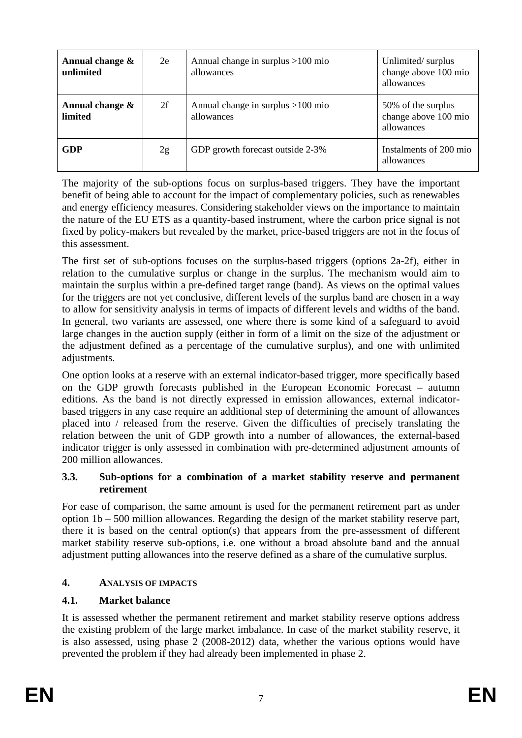| **Annual change & unlimited** | 2e | Annual change in surplus >100 mio allowances | Unlimited/ surplus change above 100 mio allowances |
|---|---|---|---|
| **Annual change & limited** | 2f | Annual change in surplus >100 mio allowances | 50% of the surplus change above 100 mio allowances |
| **GDP** | 2g | GDP growth forecast outside 2-3% | Instalments of 200 mio allowances |

The majority of the sub-options focus on surplus-based triggers. They have the important benefit of being able to account for the impact of complementary policies, such as renewables and energy efficiency measures. Considering stakeholder views on the importance to maintain the nature of the EU ETS as a quantity-based instrument, where the carbon price signal is not fixed by policy-makers but revealed by the market, price-based triggers are not in the focus of this assessment.

The first set of sub-options focuses on the surplus-based triggers (options 2a-2f), either in relation to the cumulative surplus or change in the surplus. The mechanism would aim to maintain the surplus within a pre-defined target range (band). As views on the optimal values for the triggers are not yet conclusive, different levels of the surplus band are chosen in a way to allow for sensitivity analysis in terms of impacts of different levels and widths of the band. In general, two variants are assessed, one where there is some kind of a safeguard to avoid large changes in the auction supply (either in form of a limit on the size of the adjustment or the adjustment defined as a percentage of the cumulative surplus), and one with unlimited adjustments.

One option looks at a reserve with an external indicator-based trigger, more specifically based on the GDP growth forecasts published in the European Economic Forecast – autumn editions. As the band is not directly expressed in emission allowances, external indicator-based triggers in any case require an additional step of determining the amount of allowances placed into / released from the reserve. Given the difficulties of precisely translating the relation between the unit of GDP growth into a number of allowances, the external-based indicator trigger is only assessed in combination with pre-determined adjustment amounts of 200 million allowances.

### 3.3. Sub-options for a combination of a market stability reserve and permanent retirement

For ease of comparison, the same amount is used for the permanent retirement part as under option 1b – 500 million allowances. Regarding the design of the market stability reserve part, there it is based on the central option(s) that appears from the pre-assessment of different market stability reserve sub-options, i.e. one without a broad absolute band and the annual adjustment putting allowances into the reserve defined as a share of the cumulative surplus.

## 4. ANALYSIS OF IMPACTS

### 4.1. Market balance

It is assessed whether the permanent retirement and market stability reserve options address the existing problem of the large market imbalance. In case of the market stability reserve, it is also assessed, using phase 2 (2008-2012) data, whether the various options would have prevented the problem if they had already been implemented in phase 2.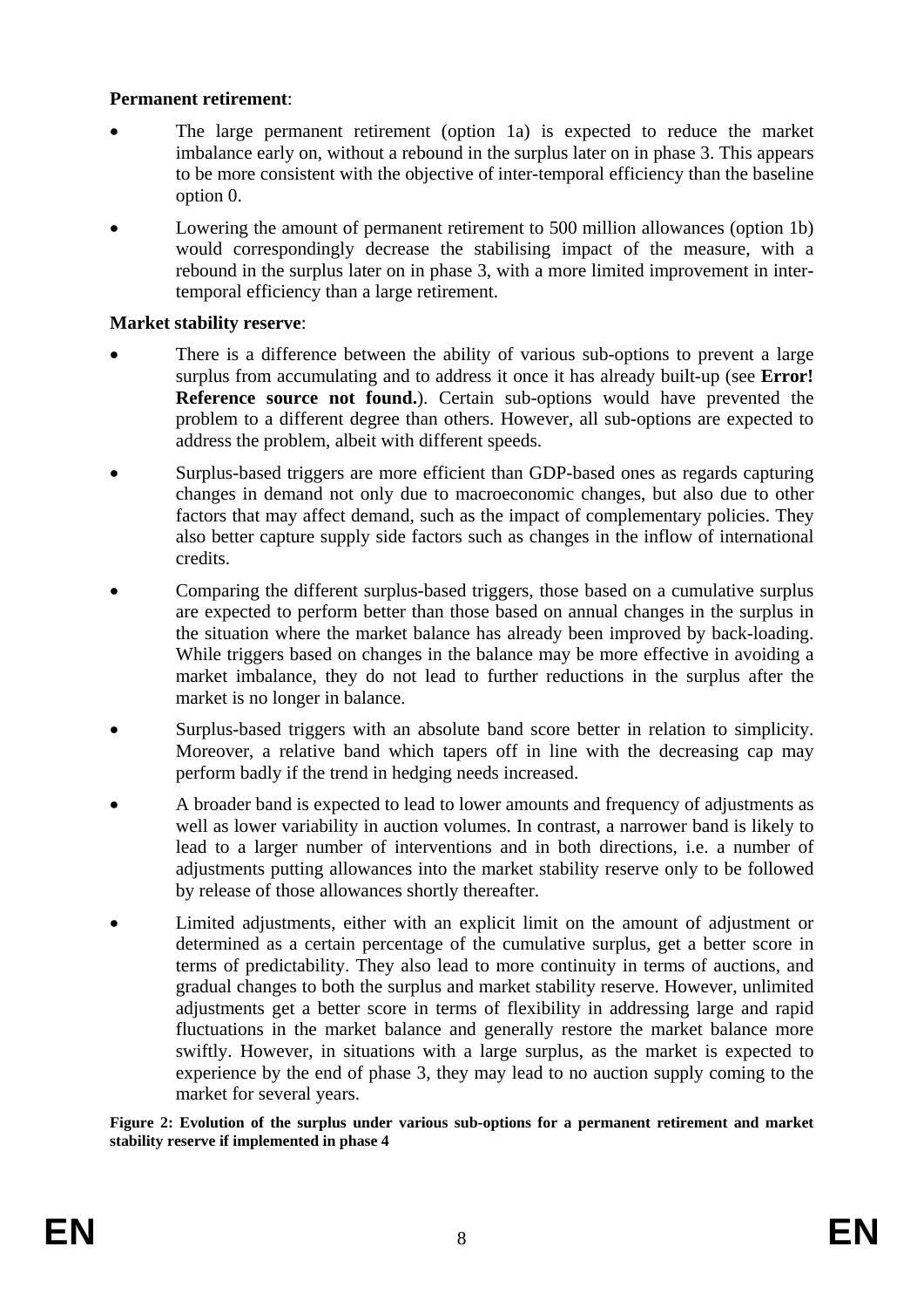**Permanent retirement**:

- The large permanent retirement (option 1a) is expected to reduce the market imbalance early on, without a rebound in the surplus later on in phase 3. This appears to be more consistent with the objective of inter-temporal efficiency than the baseline option 0.
- Lowering the amount of permanent retirement to 500 million allowances (option 1b) would correspondingly decrease the stabilising impact of the measure, with a rebound in the surplus later on in phase 3, with a more limited improvement in inter-temporal efficiency than a large retirement.

**Market stability reserve**:

- There is a difference between the ability of various sub-options to prevent a large surplus from accumulating and to address it once it has already built-up (see **Error! Reference source not found.**). Certain sub-options would have prevented the problem to a different degree than others. However, all sub-options are expected to address the problem, albeit with different speeds.
- Surplus-based triggers are more efficient than GDP-based ones as regards capturing changes in demand not only due to macroeconomic changes, but also due to other factors that may affect demand, such as the impact of complementary policies. They also better capture supply side factors such as changes in the inflow of international credits.
- Comparing the different surplus-based triggers, those based on a cumulative surplus are expected to perform better than those based on annual changes in the surplus in the situation where the market balance has already been improved by back-loading. While triggers based on changes in the balance may be more effective in avoiding a market imbalance, they do not lead to further reductions in the surplus after the market is no longer in balance.
- Surplus-based triggers with an absolute band score better in relation to simplicity. Moreover, a relative band which tapers off in line with the decreasing cap may perform badly if the trend in hedging needs increased.
- A broader band is expected to lead to lower amounts and frequency of adjustments as well as lower variability in auction volumes. In contrast, a narrower band is likely to lead to a larger number of interventions and in both directions, i.e. a number of adjustments putting allowances into the market stability reserve only to be followed by release of those allowances shortly thereafter.
- Limited adjustments, either with an explicit limit on the amount of adjustment or determined as a certain percentage of the cumulative surplus, get a better score in terms of predictability. They also lead to more continuity in terms of auctions, and gradual changes to both the surplus and market stability reserve. However, unlimited adjustments get a better score in terms of flexibility in addressing large and rapid fluctuations in the market balance and generally restore the market balance more swiftly. However, in situations with a large surplus, as the market is expected to experience by the end of phase 3, they may lead to no auction supply coming to the market for several years.

**Figure 2: Evolution of the surplus under various sub-options for a permanent retirement and market stability reserve if implemented in phase 4**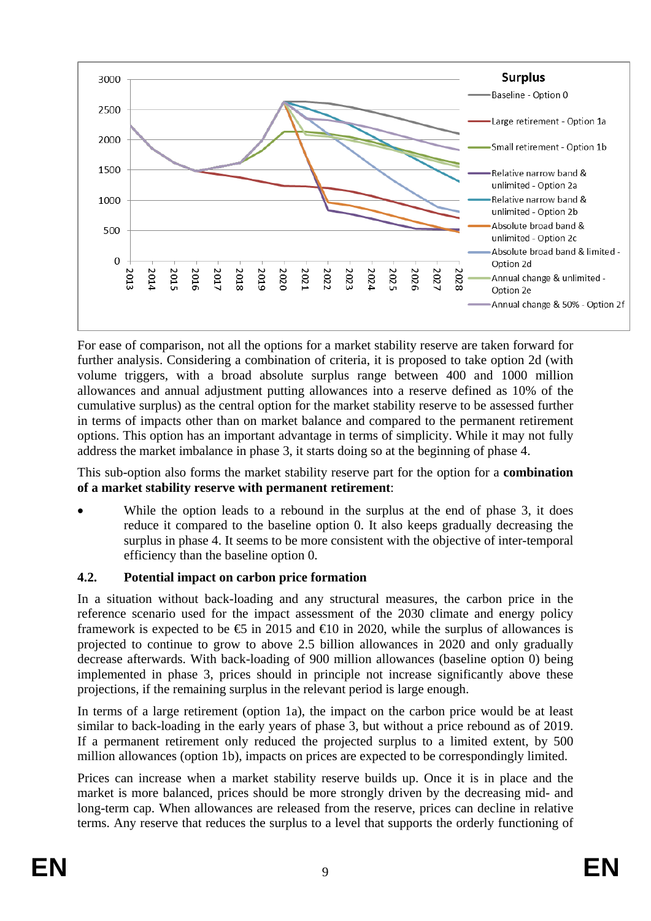For ease of comparison, not all the options for a market stability reserve are taken forward for further analysis. Considering a combination of criteria, it is proposed to take option 2d (with volume triggers, with a broad absolute surplus range between 400 and 1000 million allowances and annual adjustment putting allowances into a reserve defined as 10% of the cumulative surplus) as the central option for the market stability reserve to be assessed further in terms of impacts other than on market balance and compared to the permanent retirement options. This option has an important advantage in terms of simplicity. While it may not fully address the market imbalance in phase 3, it starts doing so at the beginning of phase 4.

This sub-option also forms the market stability reserve part for the option for a **combination of a market stability reserve with permanent retirement**:

- While the option leads to a rebound in the surplus at the end of phase 3, it does reduce it compared to the baseline option 0. It also keeps gradually decreasing the surplus in phase 4. It seems to be more consistent with the objective of inter-temporal efficiency than the baseline option 0.

## 4.2. Potential impact on carbon price formation

In a situation without back-loading and any structural measures, the carbon price in the reference scenario used for the impact assessment of the 2030 climate and energy policy framework is expected to be €5 in 2015 and €10 in 2020, while the surplus of allowances is projected to continue to grow to above 2.5 billion allowances in 2020 and only gradually decrease afterwards. With back-loading of 900 million allowances (baseline option 0) being implemented in phase 3, prices should in principle not increase significantly above these projections, if the remaining surplus in the relevant period is large enough.

In terms of a large retirement (option 1a), the impact on the carbon price would be at least similar to back-loading in the early years of phase 3, but without a price rebound as of 2019. If a permanent retirement only reduced the projected surplus to a limited extent, by 500 million allowances (option 1b), impacts on prices are expected to be correspondingly limited.

Prices can increase when a market stability reserve builds up. Once it is in place and the market is more balanced, prices should be more strongly driven by the decreasing mid- and long-term cap. When allowances are released from the reserve, prices can decline in relative terms. Any reserve that reduces the surplus to a level that supports the orderly functioning of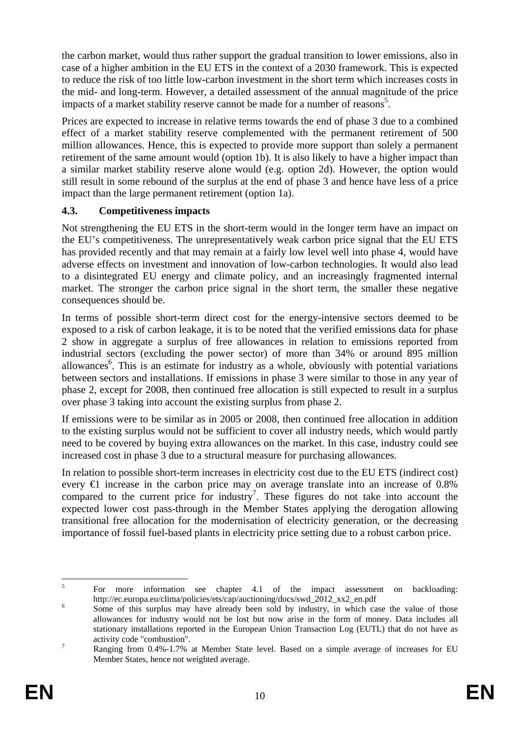the carbon market, would thus rather support the gradual transition to lower emissions, also in case of a higher ambition in the EU ETS in the context of a 2030 framework. This is expected to reduce the risk of too little low-carbon investment in the short term which increases costs in the mid- and long-term. However, a detailed assessment of the annual magnitude of the price impacts of a market stability reserve cannot be made for a number of reasons[5].

Prices are expected to increase in relative terms towards the end of phase 3 due to a combined effect of a market stability reserve complemented with the permanent retirement of 500 million allowances. Hence, this is expected to provide more support than solely a permanent retirement of the same amount would (option 1b). It is also likely to have a higher impact than a similar market stability reserve alone would (e.g. option 2d). However, the option would still result in some rebound of the surplus at the end of phase 3 and hence have less of a price impact than the large permanent retirement (option 1a).

### 4.3. Competitiveness impacts

Not strengthening the EU ETS in the short-term would in the longer term have an impact on the EU's competitiveness. The unrepresentatively weak carbon price signal that the EU ETS has provided recently and that may remain at a fairly low level well into phase 4, would have adverse effects on investment and innovation of low-carbon technologies. It would also lead to a disintegrated EU energy and climate policy, and an increasingly fragmented internal market. The stronger the carbon price signal in the short term, the smaller these negative consequences should be.

In terms of possible short-term direct cost for the energy-intensive sectors deemed to be exposed to a risk of carbon leakage, it is to be noted that the verified emissions data for phase 2 show in aggregate a surplus of free allowances in relation to emissions reported from industrial sectors (excluding the power sector) of more than 34% or around 895 million allowances[6]. This is an estimate for industry as a whole, obviously with potential variations between sectors and installations. If emissions in phase 3 were similar to those in any year of phase 2, except for 2008, then continued free allocation is still expected to result in a surplus over phase 3 taking into account the existing surplus from phase 2.

If emissions were to be similar as in 2005 or 2008, then continued free allocation in addition to the existing surplus would not be sufficient to cover all industry needs, which would partly need to be covered by buying extra allowances on the market. In this case, industry could see increased cost in phase 3 due to a structural measure for purchasing allowances.

In relation to possible short-term increases in electricity cost due to the EU ETS (indirect cost) every €1 increase in the carbon price may on average translate into an increase of 0.8% compared to the current price for industry[7]. These figures do not take into account the expected lower cost pass-through in the Member States applying the derogation allowing transitional free allocation for the modernisation of electricity generation, or the decreasing importance of fossil fuel-based plants in electricity price setting due to a robust carbon price.

---

[5] For more information see chapter 4.1 of the impact assessment on backloading: http://ec.europa.eu/clima/policies/ets/cap/auctioning/docs/swd_2012_xx2_en.pdf

[6] Some of this surplus may have already been sold by industry, in which case the value of those allowances for industry would not be lost but now arise in the form of money. Data includes all stationary installations reported in the European Union Transaction Log (EUTL) that do not have as activity code "combustion".

[7] Ranging from 0.4%-1.7% at Member State level. Based on a simple average of increases for EU Member States, hence not weighted average.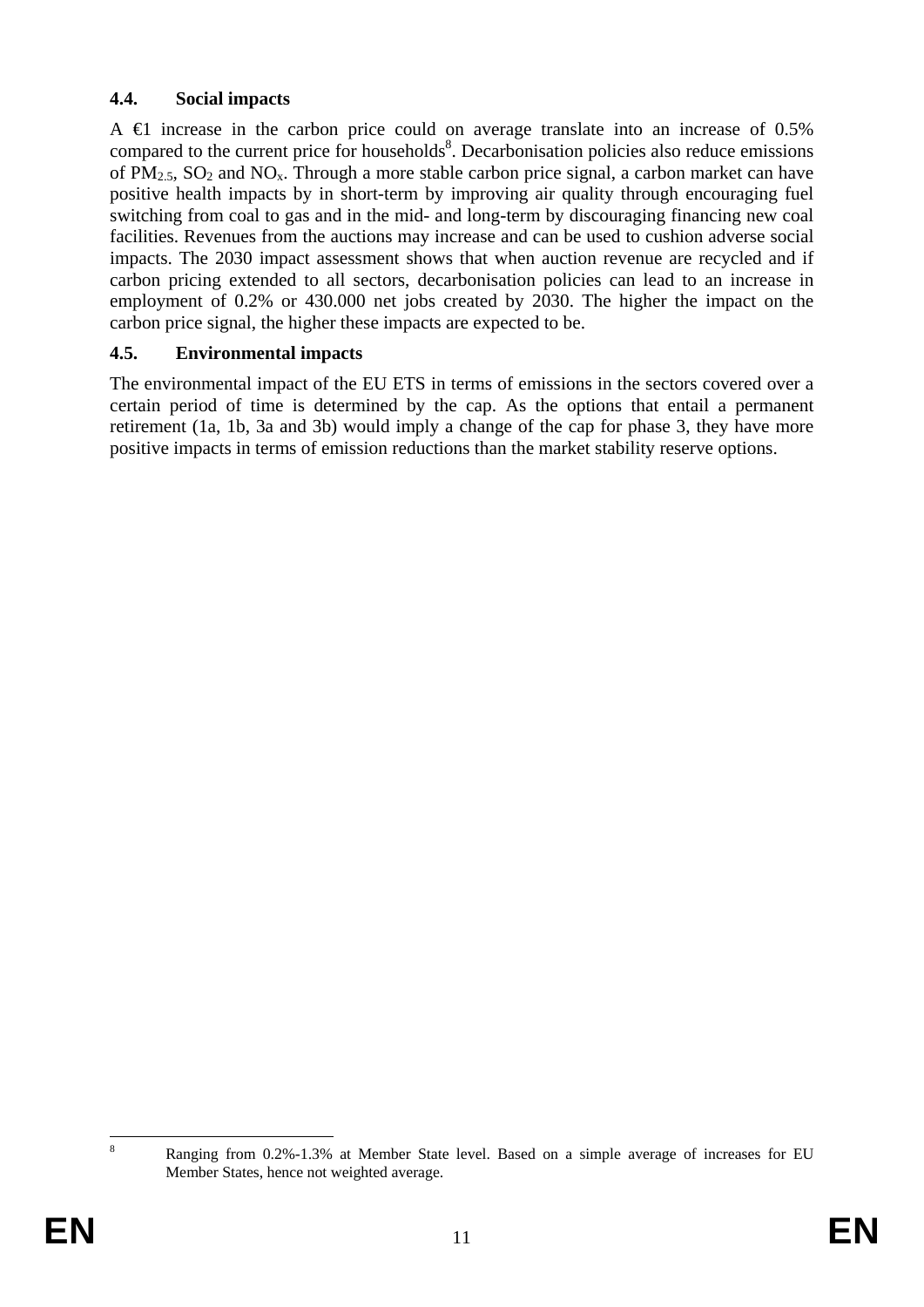### 4.4. Social impacts

A €1 increase in the carbon price could on average translate into an increase of 0.5% compared to the current price for households[8]. Decarbonisation policies also reduce emissions of $PM_{2.5}$, $SO_2$ and $NO_x$. Through a more stable carbon price signal, a carbon market can have positive health impacts by in short-term by improving air quality through encouraging fuel switching from coal to gas and in the mid- and long-term by discouraging financing new coal facilities. Revenues from the auctions may increase and can be used to cushion adverse social impacts. The 2030 impact assessment shows that when auction revenue are recycled and if carbon pricing extended to all sectors, decarbonisation policies can lead to an increase in employment of 0.2% or 430.000 net jobs created by 2030. The higher the impact on the carbon price signal, the higher these impacts are expected to be.

### 4.5. Environmental impacts

The environmental impact of the EU ETS in terms of emissions in the sectors covered over a certain period of time is determined by the cap. As the options that entail a permanent retirement (1a, 1b, 3a and 3b) would imply a change of the cap for phase 3, they have more positive impacts in terms of emission reductions than the market stability reserve options.

---

[8] Ranging from 0.2%-1.3% at Member State level. Based on a simple average of increases for EU Member States, hence not weighted average.